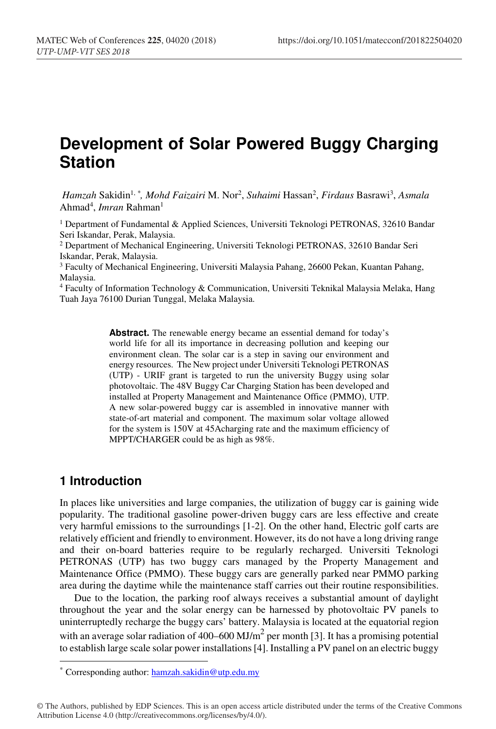# Development of Solar Powered Buggy Charging Station

*Hamzah* Sakidin[1,*], *Mohd Faizairi* M. Nor[2], *Suhaimi* Hassan[2], *Firdaus* Basrawi[3], *Asmala* Ahmad[4], *Imran* Rahman[1]

[1] Department of Fundamental & Applied Sciences, Universiti Teknologi PETRONAS, 32610 Bandar Seri Iskandar, Perak, Malaysia.

[2] Department of Mechanical Engineering, Universiti Teknologi PETRONAS, 32610 Bandar Seri Iskandar, Perak, Malaysia.

[3] Faculty of Mechanical Engineering, Universiti Malaysia Pahang, 26600 Pekan, Kuantan Pahang, Malaysia.

[4] Faculty of Information Technology & Communication, Universiti Teknikal Malaysia Melaka, Hang Tuah Jaya 76100 Durian Tunggal, Melaka Malaysia.

**Abstract.** The renewable energy became an essential demand for today's world life for all its importance in decreasing pollution and keeping our environment clean. The solar car is a step in saving our environment and energy resources. The New project under Universiti Teknologi PETRONAS (UTP) - URIF grant is targeted to run the university Buggy using solar photovoltaic. The 48V Buggy Car Charging Station has been developed and installed at Property Management and Maintenance Office (PMMO), UTP. A new solar-powered buggy car is assembled in innovative manner with state-of-art material and component. The maximum solar voltage allowed for the system is 150V at 45Acharging rate and the maximum efficiency of MPPT/CHARGER could be as high as 98%.

## 1 Introduction

In places like universities and large companies, the utilization of buggy car is gaining wide popularity. The traditional gasoline power-driven buggy cars are less effective and create very harmful emissions to the surroundings [1-2]. On the other hand, Electric golf carts are relatively efficient and friendly to environment. However, its do not have a long driving range and their on-board batteries require to be regularly recharged. Universiti Teknologi PETRONAS (UTP) has two buggy cars managed by the Property Management and Maintenance Office (PMMO). These buggy cars are generally parked near PMMO parking area during the daytime while the maintenance staff carries out their routine responsibilities.

Due to the location, the parking roof always receives a substantial amount of daylight throughout the year and the solar energy can be harnessed by photovoltaic PV panels to uninterruptedly recharge the buggy cars' battery. Malaysia is located at the equatorial region with an average solar radiation of 400–600 MJ/m$^2$ per month [3]. It has a promising potential to establish large scale solar power installations [4]. Installing a PV panel on an electric buggy

[*] Corresponding author: hamzah.sakidin@utp.edu.my

© The Authors, published by EDP Sciences. This is an open access article distributed under the terms of the Creative Commons Attribution License 4.0 (http://creativecommons.org/licenses/by/4.0/).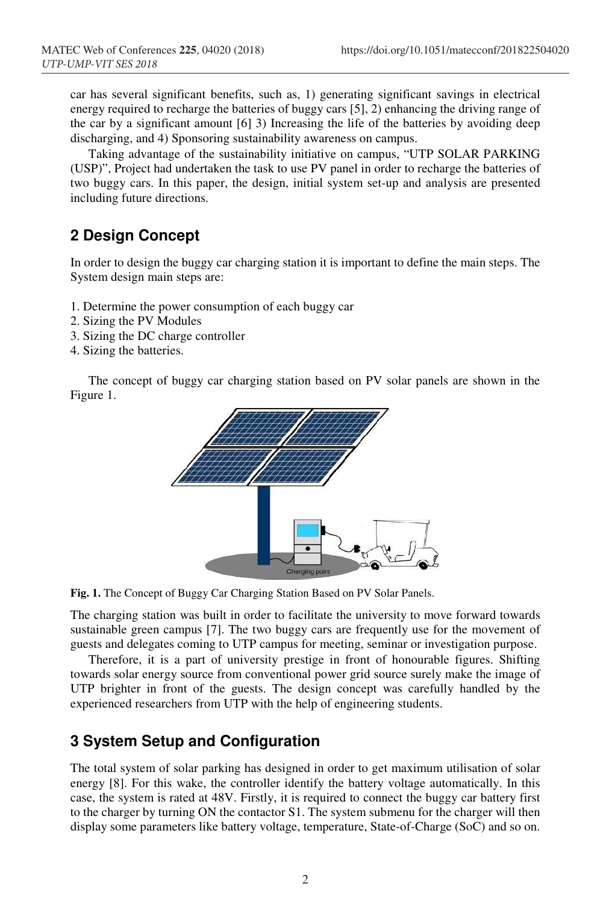car has several significant benefits, such as, 1) generating significant savings in electrical energy required to recharge the batteries of buggy cars [5], 2) enhancing the driving range of the car by a significant amount [6] 3) Increasing the life of the batteries by avoiding deep discharging, and 4) Sponsoring sustainability awareness on campus.

Taking advantage of the sustainability initiative on campus, "UTP SOLAR PARKING (USP)", Project had undertaken the task to use PV panel in order to recharge the batteries of two buggy cars. In this paper, the design, initial system set-up and analysis are presented including future directions.

## 2 Design Concept

In order to design the buggy car charging station it is important to define the main steps. The System design main steps are:

1. Determine the power consumption of each buggy car
2. Sizing the PV Modules
3. Sizing the DC charge controller
4. Sizing the batteries.

The concept of buggy car charging station based on PV solar panels are shown in the Figure 1.

**Fig. 1.** The Concept of Buggy Car Charging Station Based on PV Solar Panels.

The charging station was built in order to facilitate the university to move forward towards sustainable green campus [7]. The two buggy cars are frequently use for the movement of guests and delegates coming to UTP campus for meeting, seminar or investigation purpose.

Therefore, it is a part of university prestige in front of honourable figures. Shifting towards solar energy source from conventional power grid source surely make the image of UTP brighter in front of the guests. The design concept was carefully handled by the experienced researchers from UTP with the help of engineering students.

## 3 System Setup and Configuration

The total system of solar parking has designed in order to get maximum utilisation of solar energy [8]. For this wake, the controller identify the battery voltage automatically. In this case, the system is rated at 48V. Firstly, it is required to connect the buggy car battery first to the charger by turning ON the contactor S1. The system submenu for the charger will then display some parameters like battery voltage, temperature, State-of-Charge (SoC) and so on.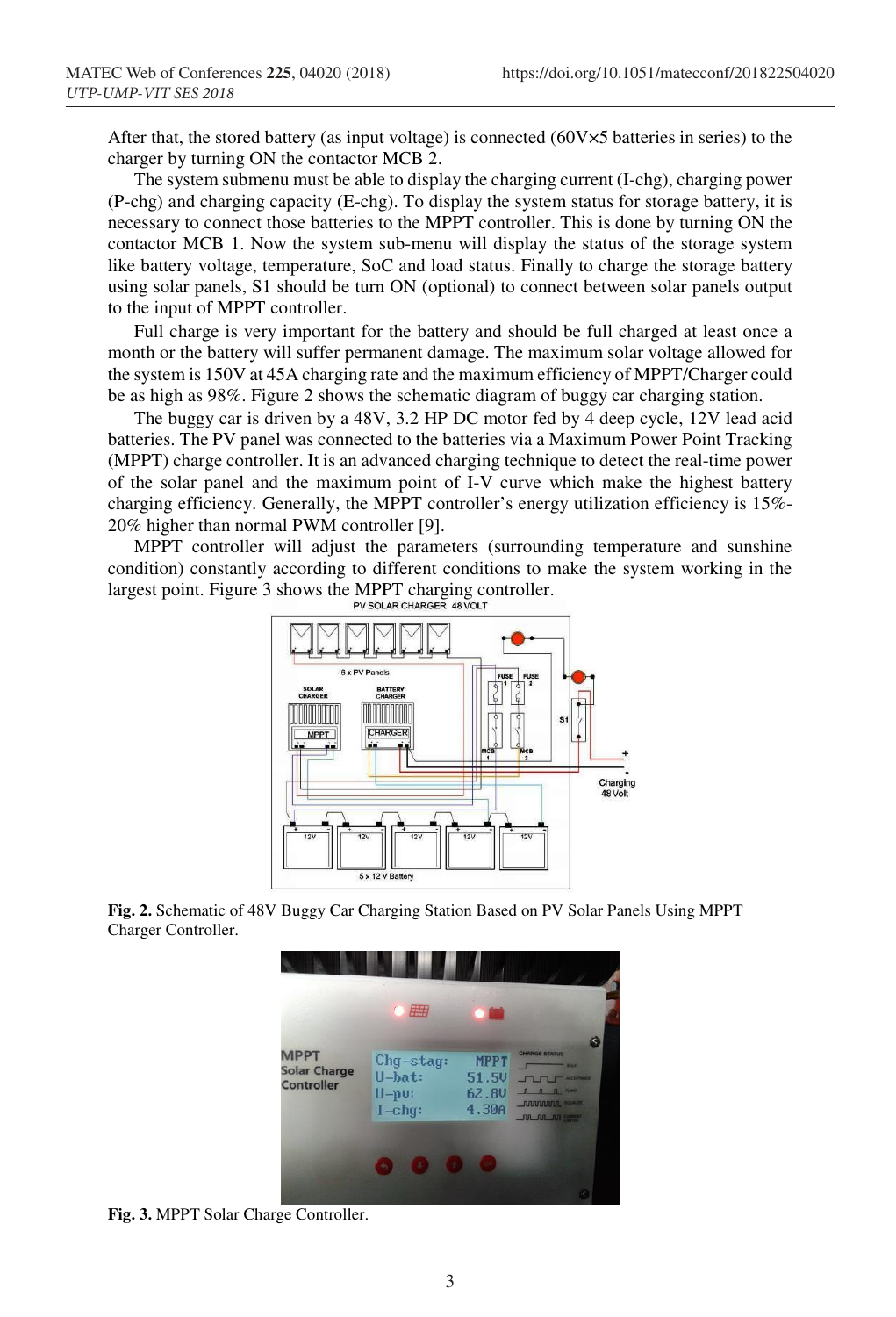After that, the stored battery (as input voltage) is connected (60V×5 batteries in series) to the charger by turning ON the contactor MCB 2.

The system submenu must be able to display the charging current (I-chg), charging power (P-chg) and charging capacity (E-chg). To display the system status for storage battery, it is necessary to connect those batteries to the MPPT controller. This is done by turning ON the contactor MCB 1. Now the system sub-menu will display the status of the storage system like battery voltage, temperature, SoC and load status. Finally to charge the storage battery using solar panels, S1 should be turn ON (optional) to connect between solar panels output to the input of MPPT controller.

Full charge is very important for the battery and should be full charged at least once a month or the battery will suffer permanent damage. The maximum solar voltage allowed for the system is 150V at 45A charging rate and the maximum efficiency of MPPT/Charger could be as high as 98%. Figure 2 shows the schematic diagram of buggy car charging station.

The buggy car is driven by a 48V, 3.2 HP DC motor fed by 4 deep cycle, 12V lead acid batteries. The PV panel was connected to the batteries via a Maximum Power Point Tracking (MPPT) charge controller. It is an advanced charging technique to detect the real-time power of the solar panel and the maximum point of I-V curve which make the highest battery charging efficiency. Generally, the MPPT controller's energy utilization efficiency is 15%-20% higher than normal PWM controller [9].

MPPT controller will adjust the parameters (surrounding temperature and sunshine condition) constantly according to different conditions to make the system working in the largest point. Figure 3 shows the MPPT charging controller.

**Fig. 2.** Schematic of 48V Buggy Car Charging Station Based on PV Solar Panels Using MPPT Charger Controller.

**Fig. 3.** MPPT Solar Charge Controller.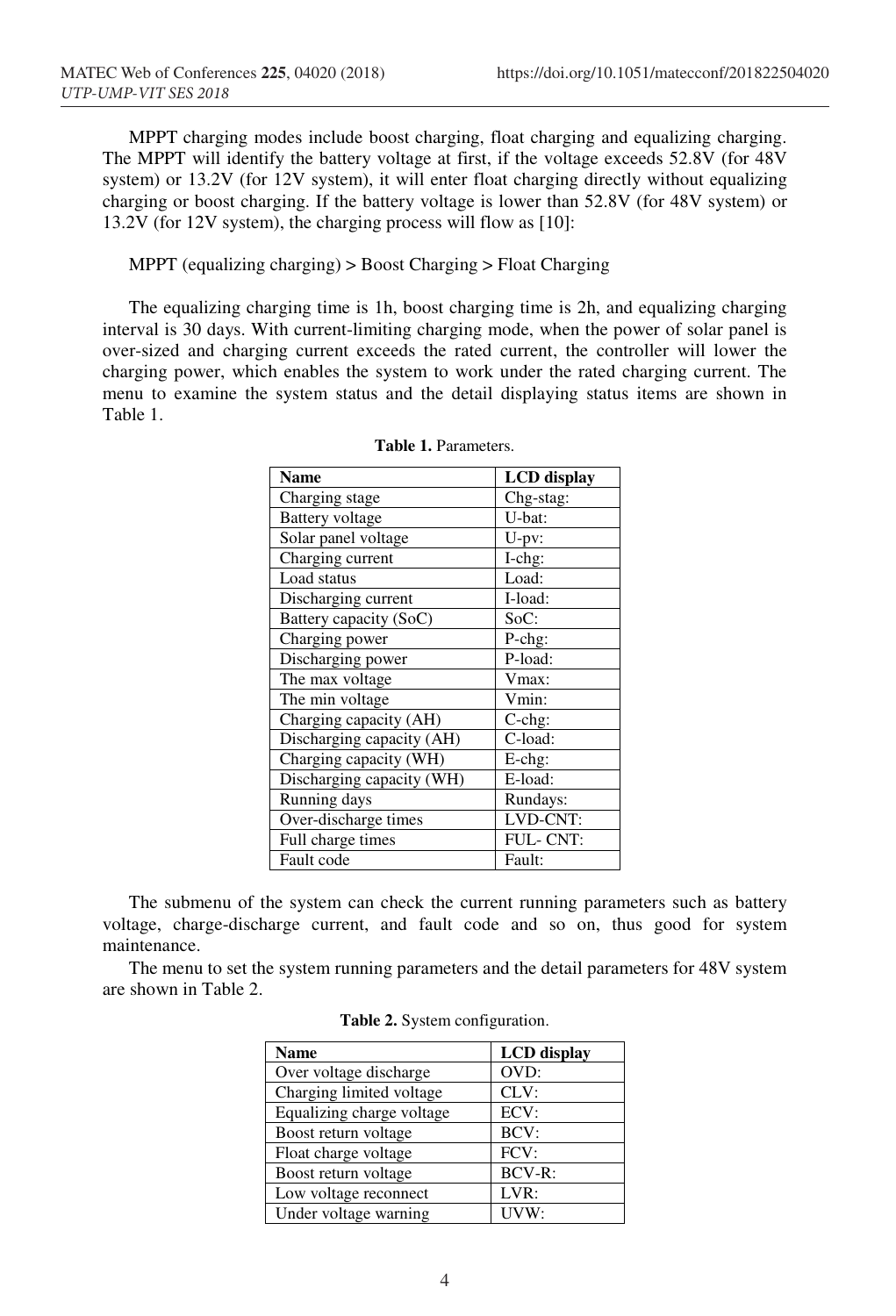MPPT charging modes include boost charging, float charging and equalizing charging. The MPPT will identify the battery voltage at first, if the voltage exceeds 52.8V (for 48V system) or 13.2V (for 12V system), it will enter float charging directly without equalizing charging or boost charging. If the battery voltage is lower than 52.8V (for 48V system) or 13.2V (for 12V system), the charging process will flow as [10]:

MPPT (equalizing charging) > Boost Charging > Float Charging

The equalizing charging time is 1h, boost charging time is 2h, and equalizing charging interval is 30 days. With current-limiting charging mode, when the power of solar panel is over-sized and charging current exceeds the rated current, the controller will lower the charging power, which enables the system to work under the rated charging current. The menu to examine the system status and the detail displaying status items are shown in Table 1.

**Table 1.** Parameters.

| Name | LCD display |
|---|---|
| Charging stage | Chg-stag: |
| Battery voltage | U-bat: |
| Solar panel voltage | U-pv: |
| Charging current | I-chg: |
| Load status | Load: |
| Discharging current | I-load: |
| Battery capacity (SoC) | SoC: |
| Charging power | P-chg: |
| Discharging power | P-load: |
| The max voltage | Vmax: |
| The min voltage | Vmin: |
| Charging capacity (AH) | C-chg: |
| Discharging capacity (AH) | C-load: |
| Charging capacity (WH) | E-chg: |
| Discharging capacity (WH) | E-load: |
| Running days | Rundays: |
| Over-discharge times | LVD-CNT: |
| Full charge times | FUL- CNT: |
| Fault code | Fault: |

The submenu of the system can check the current running parameters such as battery voltage, charge-discharge current, and fault code and so on, thus good for system maintenance.

The menu to set the system running parameters and the detail parameters for 48V system are shown in Table 2.

**Table 2.** System configuration.

| Name | LCD display |
|---|---|
| Over voltage discharge | OVD: |
| Charging limited voltage | CLV: |
| Equalizing charge voltage | ECV: |
| Boost return voltage | BCV: |
| Float charge voltage | FCV: |
| Boost return voltage | BCV-R: |
| Low voltage reconnect | LVR: |
| Under voltage warning | UVW: |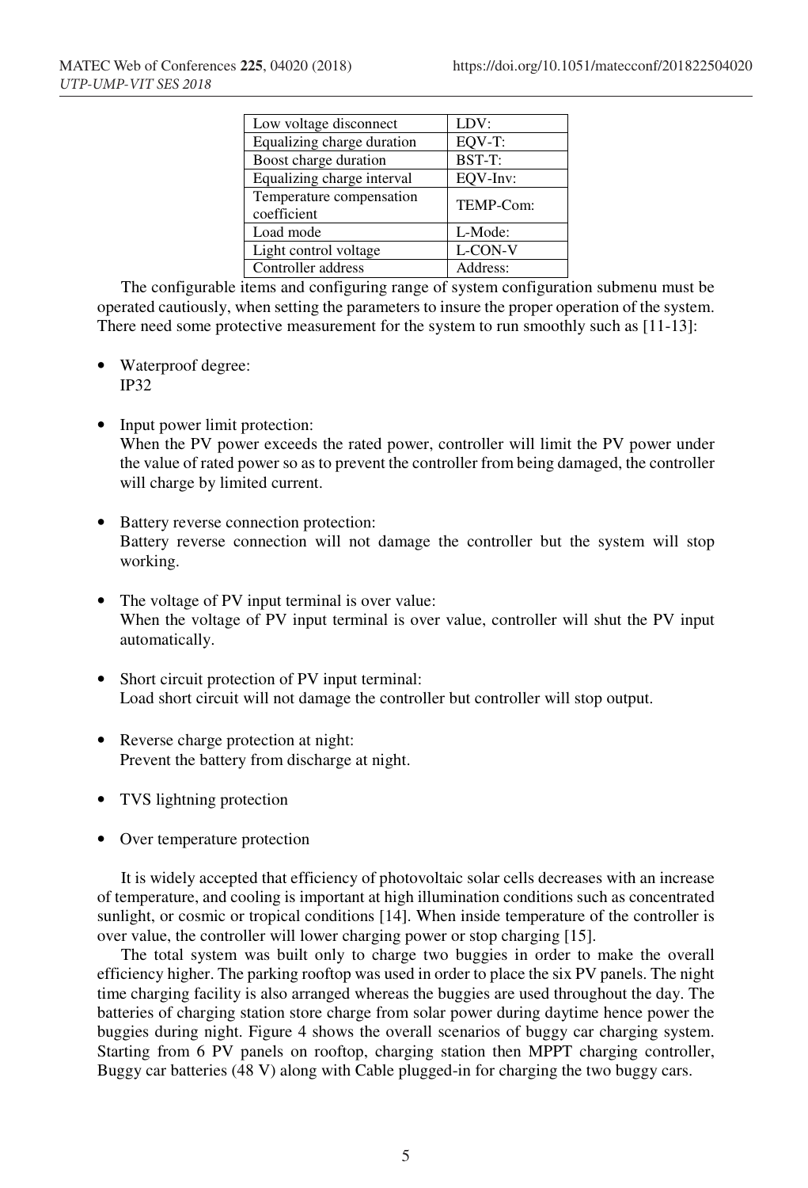| Low voltage disconnect | LDV: |
|---|---|
| Equalizing charge duration | EQV-T: |
| Boost charge duration | BST-T: |
| Equalizing charge interval | EQV-Inv: |
| Temperature compensation coefficient | TEMP-Com: |
| Load mode | L-Mode: |
| Light control voltage | L-CON-V |
| Controller address | Address: |

The configurable items and configuring range of system configuration submenu must be operated cautiously, when setting the parameters to insure the proper operation of the system. There need some protective measurement for the system to run smoothly such as [11-13]:

- Waterproof degree:
  IP32
- Input power limit protection:
  When the PV power exceeds the rated power, controller will limit the PV power under the value of rated power so as to prevent the controller from being damaged, the controller will charge by limited current.
- Battery reverse connection protection:
  Battery reverse connection will not damage the controller but the system will stop working.
- The voltage of PV input terminal is over value:
  When the voltage of PV input terminal is over value, controller will shut the PV input automatically.
- Short circuit protection of PV input terminal:
  Load short circuit will not damage the controller but controller will stop output.
- Reverse charge protection at night:
  Prevent the battery from discharge at night.
- TVS lightning protection
- Over temperature protection

It is widely accepted that efficiency of photovoltaic solar cells decreases with an increase of temperature, and cooling is important at high illumination conditions such as concentrated sunlight, or cosmic or tropical conditions [14]. When inside temperature of the controller is over value, the controller will lower charging power or stop charging [15].

The total system was built only to charge two buggies in order to make the overall efficiency higher. The parking rooftop was used in order to place the six PV panels. The night time charging facility is also arranged whereas the buggies are used throughout the day. The batteries of charging station store charge from solar power during daytime hence power the buggies during night. Figure 4 shows the overall scenarios of buggy car charging system. Starting from 6 PV panels on rooftop, charging station then MPPT charging controller, Buggy car batteries (48 V) along with Cable plugged-in for charging the two buggy cars.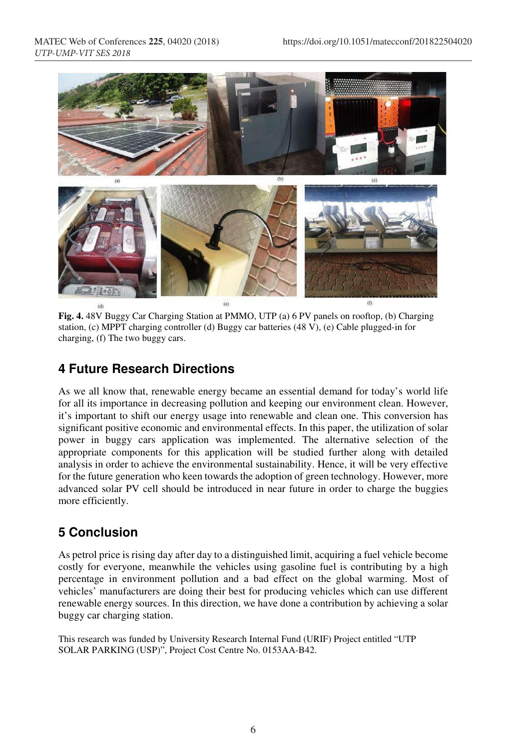**Fig. 4.** 48V Buggy Car Charging Station at PMMO, UTP (a) 6 PV panels on rooftop, (b) Charging station, (c) MPPT charging controller (d) Buggy car batteries (48 V), (e) Cable plugged-in for charging, (f) The two buggy cars.

## 4 Future Research Directions

As we all know that, renewable energy became an essential demand for today's world life for all its importance in decreasing pollution and keeping our environment clean. However, it's important to shift our energy usage into renewable and clean one. This conversion has significant positive economic and environmental effects. In this paper, the utilization of solar power in buggy cars application was implemented. The alternative selection of the appropriate components for this application will be studied further along with detailed analysis in order to achieve the environmental sustainability. Hence, it will be very effective for the future generation who keen towards the adoption of green technology. However, more advanced solar PV cell should be introduced in near future in order to charge the buggies more efficiently.

## 5 Conclusion

As petrol price is rising day after day to a distinguished limit, acquiring a fuel vehicle become costly for everyone, meanwhile the vehicles using gasoline fuel is contributing by a high percentage in environment pollution and a bad effect on the global warming. Most of vehicles' manufacturers are doing their best for producing vehicles which can use different renewable energy sources. In this direction, we have done a contribution by achieving a solar buggy car charging station.

This research was funded by University Research Internal Fund (URIF) Project entitled "UTP SOLAR PARKING (USP)", Project Cost Centre No. 0153AA-B42.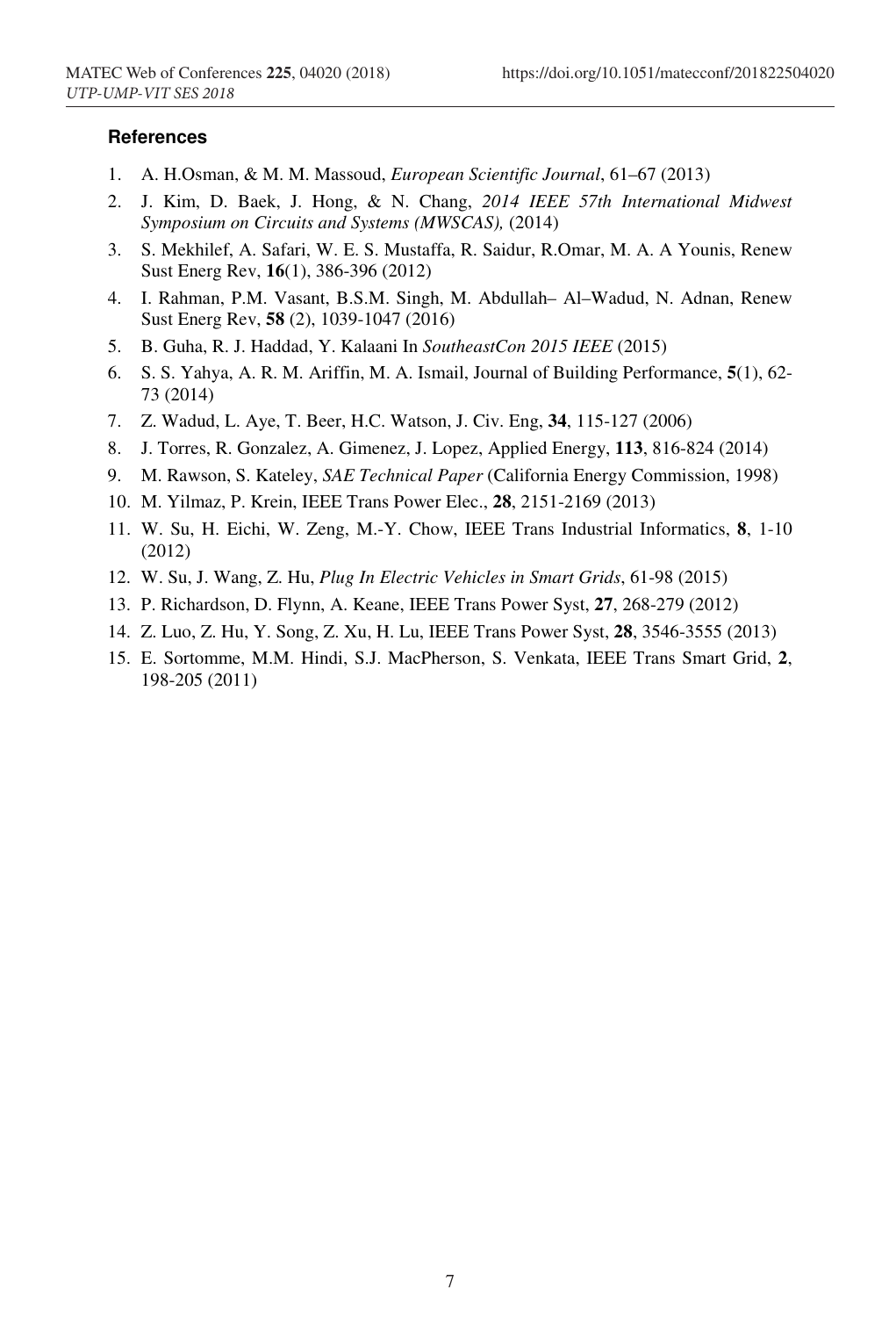## References

1. A. H.Osman, & M. M. Massoud, *European Scientific Journal*, 61–67 (2013)
2. J. Kim, D. Baek, J. Hong, & N. Chang, *2014 IEEE 57th International Midwest Symposium on Circuits and Systems (MWSCAS),* (2014)
3. S. Mekhilef, A. Safari, W. E. S. Mustaffa, R. Saidur, R.Omar, M. A. A Younis, Renew Sust Energ Rev, **16**(1), 386-396 (2012)
4. I. Rahman, P.M. Vasant, B.S.M. Singh, M. Abdullah– Al–Wadud, N. Adnan, Renew Sust Energ Rev, **58** (2), 1039-1047 (2016)
5. B. Guha, R. J. Haddad, Y. Kalaani In *SoutheastCon 2015 IEEE* (2015)
6. S. S. Yahya, A. R. M. Ariffin, M. A. Ismail, Journal of Building Performance, **5**(1), 62-73 (2014)
7. Z. Wadud, L. Aye, T. Beer, H.C. Watson, J. Civ. Eng, **34**, 115-127 (2006)
8. J. Torres, R. Gonzalez, A. Gimenez, J. Lopez, Applied Energy, **113**, 816-824 (2014)
9. M. Rawson, S. Kateley, *SAE Technical Paper* (California Energy Commission, 1998)
10. M. Yilmaz, P. Krein, IEEE Trans Power Elec., **28**, 2151-2169 (2013)
11. W. Su, H. Eichi, W. Zeng, M.-Y. Chow, IEEE Trans Industrial Informatics, **8**, 1-10 (2012)
12. W. Su, J. Wang, Z. Hu, *Plug In Electric Vehicles in Smart Grids*, 61-98 (2015)
13. P. Richardson, D. Flynn, A. Keane, IEEE Trans Power Syst, **27**, 268-279 (2012)
14. Z. Luo, Z. Hu, Y. Song, Z. Xu, H. Lu, IEEE Trans Power Syst, **28**, 3546-3555 (2013)
15. E. Sortomme, M.M. Hindi, S.J. MacPherson, S. Venkata, IEEE Trans Smart Grid, **2**, 198-205 (2011)